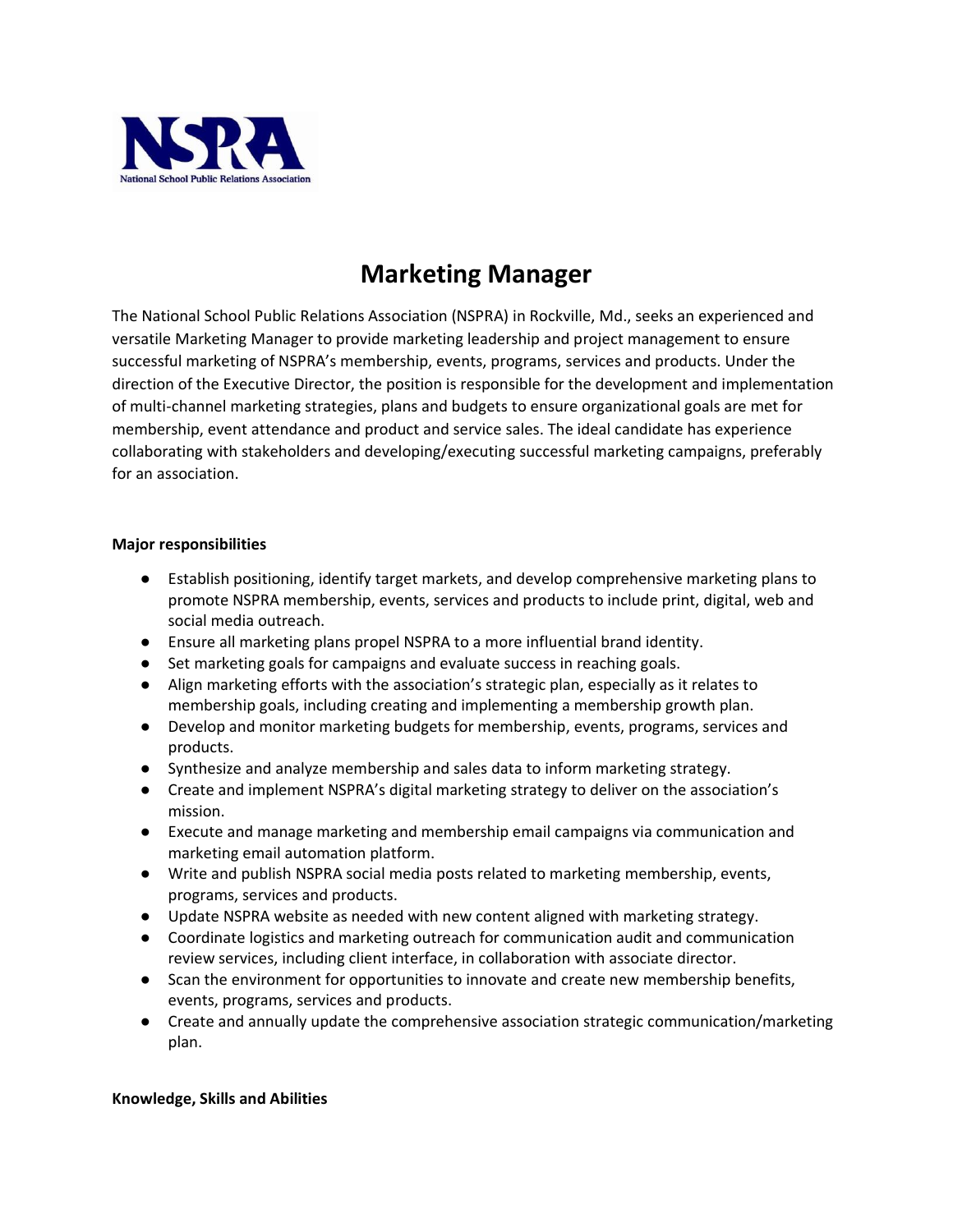NSPRA
National School Public Relations Association

# Marketing Manager

The National School Public Relations Association (NSPRA) in Rockville, Md., seeks an experienced and versatile Marketing Manager to provide marketing leadership and project management to ensure successful marketing of NSPRA's membership, events, programs, services and products. Under the direction of the Executive Director, the position is responsible for the development and implementation of multi-channel marketing strategies, plans and budgets to ensure organizational goals are met for membership, event attendance and product and service sales. The ideal candidate has experience collaborating with stakeholders and developing/executing successful marketing campaigns, preferably for an association.

**Major responsibilities**

- Establish positioning, identify target markets, and develop comprehensive marketing plans to promote NSPRA membership, events, services and products to include print, digital, web and social media outreach.
- Ensure all marketing plans propel NSPRA to a more influential brand identity.
- Set marketing goals for campaigns and evaluate success in reaching goals.
- Align marketing efforts with the association's strategic plan, especially as it relates to membership goals, including creating and implementing a membership growth plan.
- Develop and monitor marketing budgets for membership, events, programs, services and products.
- Synthesize and analyze membership and sales data to inform marketing strategy.
- Create and implement NSPRA's digital marketing strategy to deliver on the association's mission.
- Execute and manage marketing and membership email campaigns via communication and marketing email automation platform.
- Write and publish NSPRA social media posts related to marketing membership, events, programs, services and products.
- Update NSPRA website as needed with new content aligned with marketing strategy.
- Coordinate logistics and marketing outreach for communication audit and communication review services, including client interface, in collaboration with associate director.
- Scan the environment for opportunities to innovate and create new membership benefits, events, programs, services and products.
- Create and annually update the comprehensive association strategic communication/marketing plan.

**Knowledge, Skills and Abilities**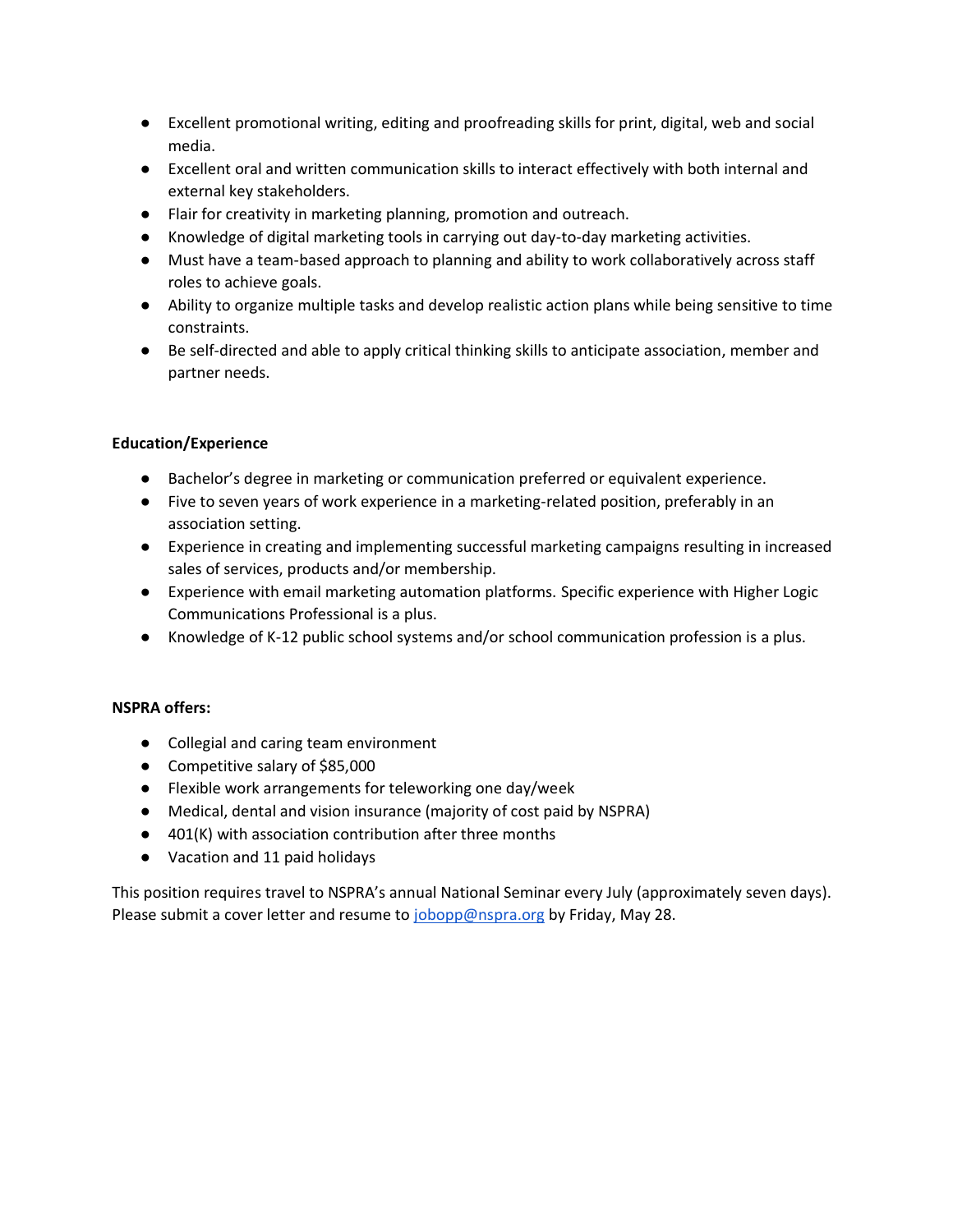- Excellent promotional writing, editing and proofreading skills for print, digital, web and social media.
- Excellent oral and written communication skills to interact effectively with both internal and external key stakeholders.
- Flair for creativity in marketing planning, promotion and outreach.
- Knowledge of digital marketing tools in carrying out day-to-day marketing activities.
- Must have a team-based approach to planning and ability to work collaboratively across staff roles to achieve goals.
- Ability to organize multiple tasks and develop realistic action plans while being sensitive to time constraints.
- Be self-directed and able to apply critical thinking skills to anticipate association, member and partner needs.

**Education/Experience**

- Bachelor's degree in marketing or communication preferred or equivalent experience.
- Five to seven years of work experience in a marketing-related position, preferably in an association setting.
- Experience in creating and implementing successful marketing campaigns resulting in increased sales of services, products and/or membership.
- Experience with email marketing automation platforms. Specific experience with Higher Logic Communications Professional is a plus.
- Knowledge of K-12 public school systems and/or school communication profession is a plus.

**NSPRA offers:**

- Collegial and caring team environment
- Competitive salary of $85,000
- Flexible work arrangements for teleworking one day/week
- Medical, dental and vision insurance (majority of cost paid by NSPRA)
- 401(K) with association contribution after three months
- Vacation and 11 paid holidays

This position requires travel to NSPRA's annual National Seminar every July (approximately seven days). Please submit a cover letter and resume to [jobopp@nspra.org](mailto:jobopp@nspra.org) by Friday, May 28.